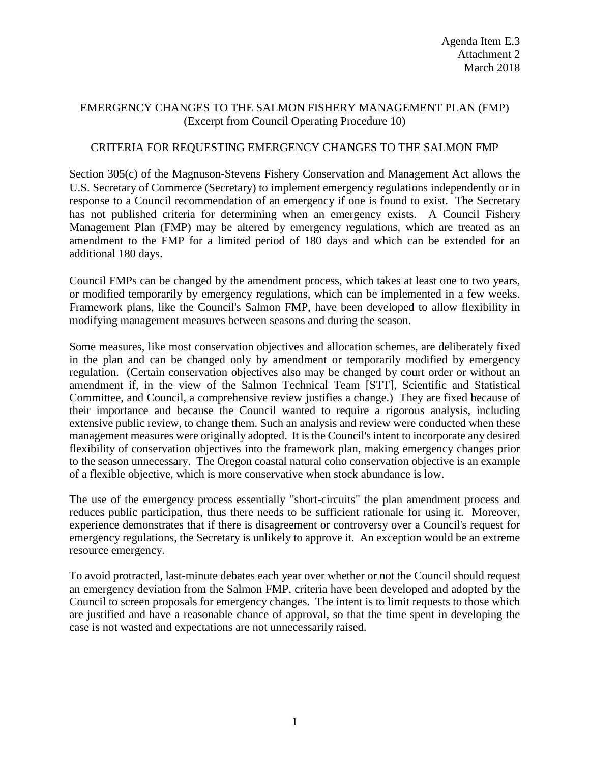Agenda Item E.3
Attachment 2
March 2018

# EMERGENCY CHANGES TO THE SALMON FISHERY MANAGEMENT PLAN (FMP)
(Excerpt from Council Operating Procedure 10)

## CRITERIA FOR REQUESTING EMERGENCY CHANGES TO THE SALMON FMP

Section 305(c) of the Magnuson-Stevens Fishery Conservation and Management Act allows the U.S. Secretary of Commerce (Secretary) to implement emergency regulations independently or in response to a Council recommendation of an emergency if one is found to exist. The Secretary has not published criteria for determining when an emergency exists. A Council Fishery Management Plan (FMP) may be altered by emergency regulations, which are treated as an amendment to the FMP for a limited period of 180 days and which can be extended for an additional 180 days.

Council FMPs can be changed by the amendment process, which takes at least one to two years, or modified temporarily by emergency regulations, which can be implemented in a few weeks. Framework plans, like the Council's Salmon FMP, have been developed to allow flexibility in modifying management measures between seasons and during the season.

Some measures, like most conservation objectives and allocation schemes, are deliberately fixed in the plan and can be changed only by amendment or temporarily modified by emergency regulation. (Certain conservation objectives also may be changed by court order or without an amendment if, in the view of the Salmon Technical Team [STT], Scientific and Statistical Committee, and Council, a comprehensive review justifies a change.) They are fixed because of their importance and because the Council wanted to require a rigorous analysis, including extensive public review, to change them. Such an analysis and review were conducted when these management measures were originally adopted. It is the Council's intent to incorporate any desired flexibility of conservation objectives into the framework plan, making emergency changes prior to the season unnecessary. The Oregon coastal natural coho conservation objective is an example of a flexible objective, which is more conservative when stock abundance is low.

The use of the emergency process essentially "short-circuits" the plan amendment process and reduces public participation, thus there needs to be sufficient rationale for using it. Moreover, experience demonstrates that if there is disagreement or controversy over a Council's request for emergency regulations, the Secretary is unlikely to approve it. An exception would be an extreme resource emergency.

To avoid protracted, last-minute debates each year over whether or not the Council should request an emergency deviation from the Salmon FMP, criteria have been developed and adopted by the Council to screen proposals for emergency changes. The intent is to limit requests to those which are justified and have a reasonable chance of approval, so that the time spent in developing the case is not wasted and expectations are not unnecessarily raised.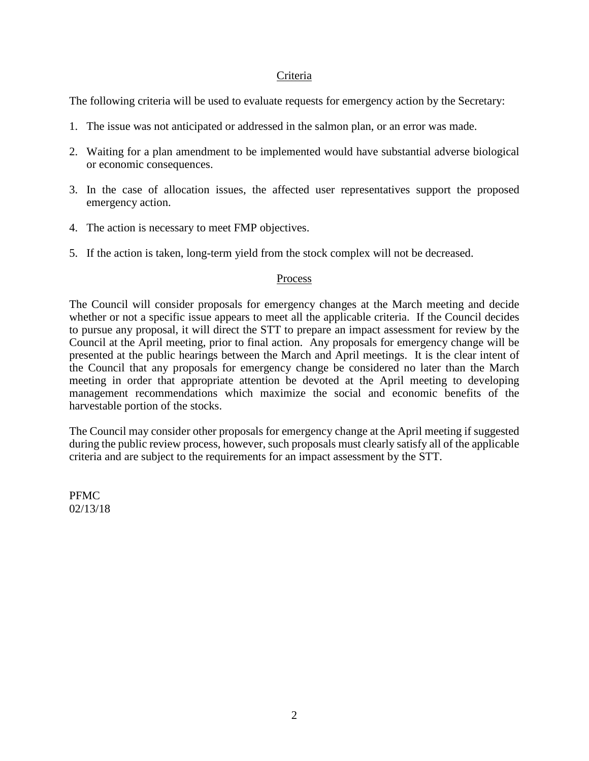## Criteria

The following criteria will be used to evaluate requests for emergency action by the Secretary:

1. The issue was not anticipated or addressed in the salmon plan, or an error was made.
2. Waiting for a plan amendment to be implemented would have substantial adverse biological or economic consequences.
3. In the case of allocation issues, the affected user representatives support the proposed emergency action.
4. The action is necessary to meet FMP objectives.
5. If the action is taken, long-term yield from the stock complex will not be decreased.

## Process

The Council will consider proposals for emergency changes at the March meeting and decide whether or not a specific issue appears to meet all the applicable criteria. If the Council decides to pursue any proposal, it will direct the STT to prepare an impact assessment for review by the Council at the April meeting, prior to final action. Any proposals for emergency change will be presented at the public hearings between the March and April meetings. It is the clear intent of the Council that any proposals for emergency change be considered no later than the March meeting in order that appropriate attention be devoted at the April meeting to developing management recommendations which maximize the social and economic benefits of the harvestable portion of the stocks.

The Council may consider other proposals for emergency change at the April meeting if suggested during the public review process, however, such proposals must clearly satisfy all of the applicable criteria and are subject to the requirements for an impact assessment by the STT.

PFMC
02/13/18